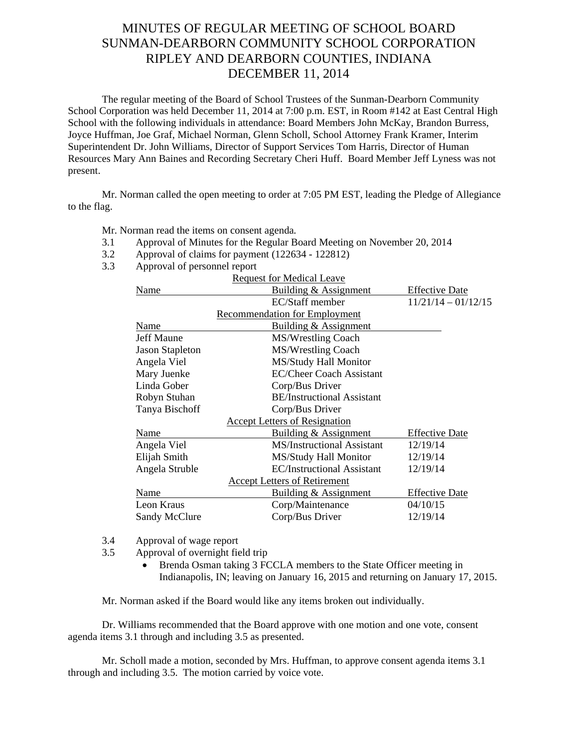# MINUTES OF REGULAR MEETING OF SCHOOL BOARD
# SUNMAN-DEARBORN COMMUNITY SCHOOL CORPORATION
# RIPLEY AND DEARBORN COUNTIES, INDIANA
# DECEMBER 11, 2014

The regular meeting of the Board of School Trustees of the Sunman-Dearborn Community School Corporation was held December 11, 2014 at 7:00 p.m. EST, in Room #142 at East Central High School with the following individuals in attendance: Board Members John McKay, Brandon Burress, Joyce Huffman, Joe Graf, Michael Norman, Glenn Scholl, School Attorney Frank Kramer, Interim Superintendent Dr. John Williams, Director of Support Services Tom Harris, Director of Human Resources Mary Ann Baines and Recording Secretary Cheri Huff. Board Member Jeff Lyness was not present.

Mr. Norman called the open meeting to order at 7:05 PM EST, leading the Pledge of Allegiance to the flag.

Mr. Norman read the items on consent agenda.

3.1 Approval of Minutes for the Regular Board Meeting on November 20, 2014

3.2 Approval of claims for payment (122634 - 122812)

3.3 Approval of personnel report

**Request for Medical Leave**

| Name | Building & Assignment | Effective Date |
|---|---|---|
| | EC/Staff member | 11/21/14 – 01/12/15 |

**Recommendation for Employment**

| Name | Building & Assignment |
|---|---|
| Jeff Maune | MS/Wrestling Coach |
| Jason Stapleton | MS/Wrestling Coach |
| Angela Viel | MS/Study Hall Monitor |
| Mary Juenke | EC/Cheer Coach Assistant |
| Linda Gober | Corp/Bus Driver |
| Robyn Stuhan | BE/Instructional Assistant |
| Tanya Bischoff | Corp/Bus Driver |

**Accept Letters of Resignation**

| Name | Building & Assignment | Effective Date |
|---|---|---|
| Angela Viel | MS/Instructional Assistant | 12/19/14 |
| Elijah Smith | MS/Study Hall Monitor | 12/19/14 |
| Angela Struble | EC/Instructional Assistant | 12/19/14 |

**Accept Letters of Retirement**

| Name | Building & Assignment | Effective Date |
|---|---|---|
| Leon Kraus | Corp/Maintenance | 04/10/15 |
| Sandy McClure | Corp/Bus Driver | 12/19/14 |

3.4 Approval of wage report

3.5 Approval of overnight field trip

- Brenda Osman taking 3 FCCLA members to the State Officer meeting in Indianapolis, IN; leaving on January 16, 2015 and returning on January 17, 2015.

Mr. Norman asked if the Board would like any items broken out individually.

Dr. Williams recommended that the Board approve with one motion and one vote, consent agenda items 3.1 through and including 3.5 as presented.

Mr. Scholl made a motion, seconded by Mrs. Huffman, to approve consent agenda items 3.1 through and including 3.5. The motion carried by voice vote.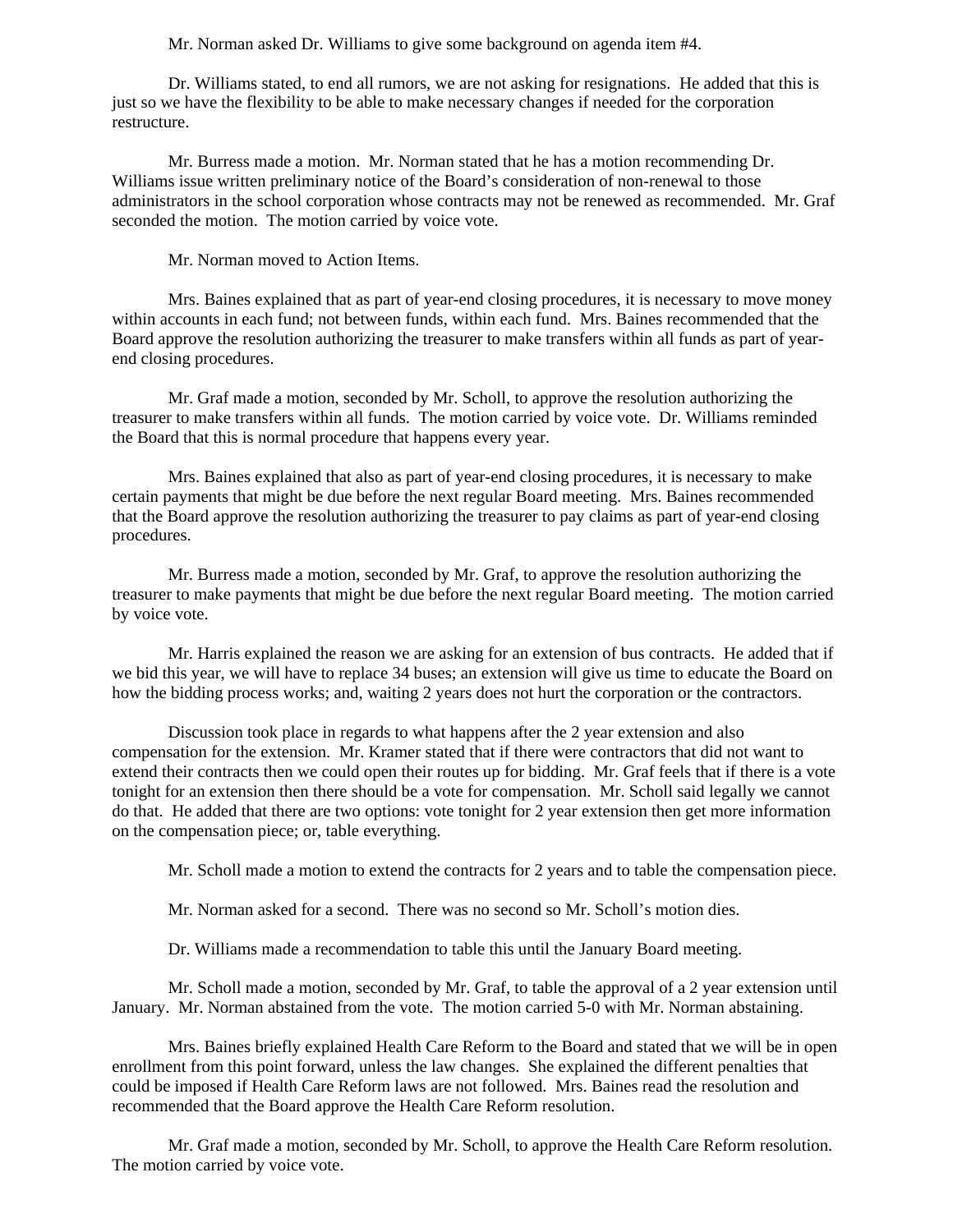Mr. Norman asked Dr. Williams to give some background on agenda item #4.

Dr. Williams stated, to end all rumors, we are not asking for resignations. He added that this is just so we have the flexibility to be able to make necessary changes if needed for the corporation restructure.

Mr. Burress made a motion. Mr. Norman stated that he has a motion recommending Dr. Williams issue written preliminary notice of the Board's consideration of non-renewal to those administrators in the school corporation whose contracts may not be renewed as recommended. Mr. Graf seconded the motion. The motion carried by voice vote.

Mr. Norman moved to Action Items.

Mrs. Baines explained that as part of year-end closing procedures, it is necessary to move money within accounts in each fund; not between funds, within each fund. Mrs. Baines recommended that the Board approve the resolution authorizing the treasurer to make transfers within all funds as part of year-end closing procedures.

Mr. Graf made a motion, seconded by Mr. Scholl, to approve the resolution authorizing the treasurer to make transfers within all funds. The motion carried by voice vote. Dr. Williams reminded the Board that this is normal procedure that happens every year.

Mrs. Baines explained that also as part of year-end closing procedures, it is necessary to make certain payments that might be due before the next regular Board meeting. Mrs. Baines recommended that the Board approve the resolution authorizing the treasurer to pay claims as part of year-end closing procedures.

Mr. Burress made a motion, seconded by Mr. Graf, to approve the resolution authorizing the treasurer to make payments that might be due before the next regular Board meeting. The motion carried by voice vote.

Mr. Harris explained the reason we are asking for an extension of bus contracts. He added that if we bid this year, we will have to replace 34 buses; an extension will give us time to educate the Board on how the bidding process works; and, waiting 2 years does not hurt the corporation or the contractors.

Discussion took place in regards to what happens after the 2 year extension and also compensation for the extension. Mr. Kramer stated that if there were contractors that did not want to extend their contracts then we could open their routes up for bidding. Mr. Graf feels that if there is a vote tonight for an extension then there should be a vote for compensation. Mr. Scholl said legally we cannot do that. He added that there are two options: vote tonight for 2 year extension then get more information on the compensation piece; or, table everything.

Mr. Scholl made a motion to extend the contracts for 2 years and to table the compensation piece.

Mr. Norman asked for a second. There was no second so Mr. Scholl's motion dies.

Dr. Williams made a recommendation to table this until the January Board meeting.

Mr. Scholl made a motion, seconded by Mr. Graf, to table the approval of a 2 year extension until January. Mr. Norman abstained from the vote. The motion carried 5-0 with Mr. Norman abstaining.

Mrs. Baines briefly explained Health Care Reform to the Board and stated that we will be in open enrollment from this point forward, unless the law changes. She explained the different penalties that could be imposed if Health Care Reform laws are not followed. Mrs. Baines read the resolution and recommended that the Board approve the Health Care Reform resolution.

Mr. Graf made a motion, seconded by Mr. Scholl, to approve the Health Care Reform resolution. The motion carried by voice vote.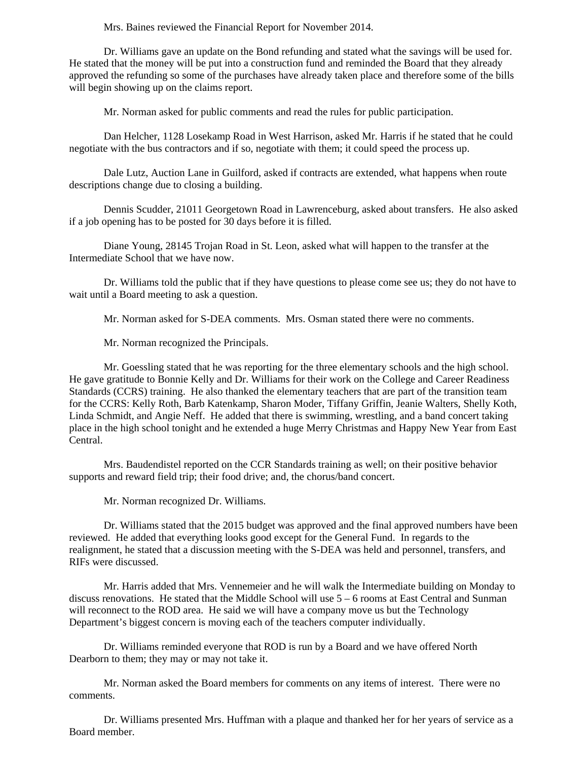Mrs. Baines reviewed the Financial Report for November 2014.

Dr. Williams gave an update on the Bond refunding and stated what the savings will be used for. He stated that the money will be put into a construction fund and reminded the Board that they already approved the refunding so some of the purchases have already taken place and therefore some of the bills will begin showing up on the claims report.

Mr. Norman asked for public comments and read the rules for public participation.

Dan Helcher, 1128 Losekamp Road in West Harrison, asked Mr. Harris if he stated that he could negotiate with the bus contractors and if so, negotiate with them; it could speed the process up.

Dale Lutz, Auction Lane in Guilford, asked if contracts are extended, what happens when route descriptions change due to closing a building.

Dennis Scudder, 21011 Georgetown Road in Lawrenceburg, asked about transfers. He also asked if a job opening has to be posted for 30 days before it is filled.

Diane Young, 28145 Trojan Road in St. Leon, asked what will happen to the transfer at the Intermediate School that we have now.

Dr. Williams told the public that if they have questions to please come see us; they do not have to wait until a Board meeting to ask a question.

Mr. Norman asked for S-DEA comments. Mrs. Osman stated there were no comments.

Mr. Norman recognized the Principals.

Mr. Goessling stated that he was reporting for the three elementary schools and the high school. He gave gratitude to Bonnie Kelly and Dr. Williams for their work on the College and Career Readiness Standards (CCRS) training. He also thanked the elementary teachers that are part of the transition team for the CCRS: Kelly Roth, Barb Katenkamp, Sharon Moder, Tiffany Griffin, Jeanie Walters, Shelly Koth, Linda Schmidt, and Angie Neff. He added that there is swimming, wrestling, and a band concert taking place in the high school tonight and he extended a huge Merry Christmas and Happy New Year from East Central.

Mrs. Baudendistel reported on the CCR Standards training as well; on their positive behavior supports and reward field trip; their food drive; and, the chorus/band concert.

Mr. Norman recognized Dr. Williams.

Dr. Williams stated that the 2015 budget was approved and the final approved numbers have been reviewed. He added that everything looks good except for the General Fund. In regards to the realignment, he stated that a discussion meeting with the S-DEA was held and personnel, transfers, and RIFs were discussed.

Mr. Harris added that Mrs. Vennemeier and he will walk the Intermediate building on Monday to discuss renovations. He stated that the Middle School will use 5 – 6 rooms at East Central and Sunman will reconnect to the ROD area. He said we will have a company move us but the Technology Department's biggest concern is moving each of the teachers computer individually.

Dr. Williams reminded everyone that ROD is run by a Board and we have offered North Dearborn to them; they may or may not take it.

Mr. Norman asked the Board members for comments on any items of interest. There were no comments.

Dr. Williams presented Mrs. Huffman with a plaque and thanked her for her years of service as a Board member.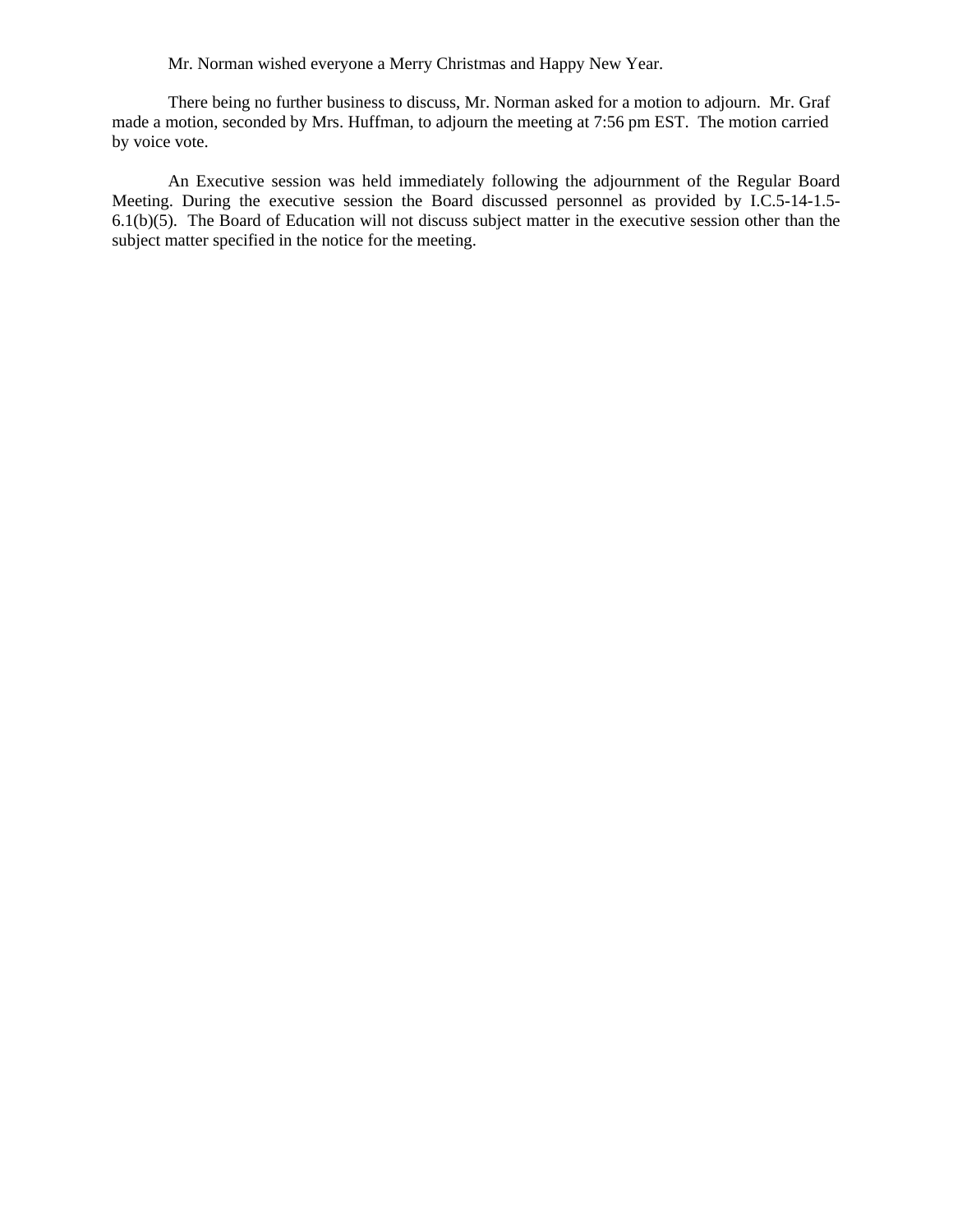Mr. Norman wished everyone a Merry Christmas and Happy New Year.

There being no further business to discuss, Mr. Norman asked for a motion to adjourn. Mr. Graf made a motion, seconded by Mrs. Huffman, to adjourn the meeting at 7:56 pm EST. The motion carried by voice vote.

An Executive session was held immediately following the adjournment of the Regular Board Meeting. During the executive session the Board discussed personnel as provided by I.C.5-14-1.5-6.1(b)(5). The Board of Education will not discuss subject matter in the executive session other than the subject matter specified in the notice for the meeting.